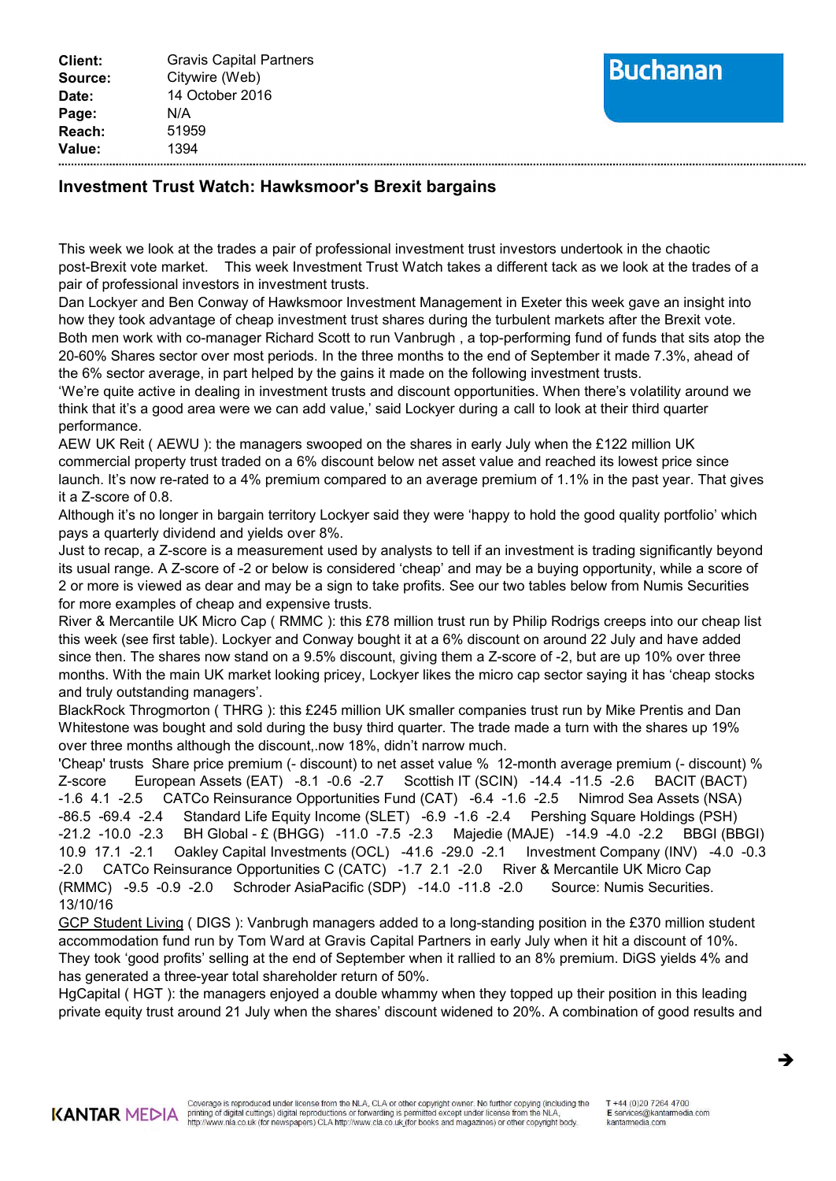| | |
|---|---|
| **Client:** | Gravis Capital Partners |
| **Source:** | Citywire (Web) |
| **Date:** | 14 October 2016 |
| **Page:** | N/A |
| **Reach:** | 51959 |
| **Value:** | 1394 |

## Investment Trust Watch: Hawksmoor's Brexit bargains

This week we look at the trades a pair of professional investment trust investors undertook in the chaotic post-Brexit vote market. This week Investment Trust Watch takes a different tack as we look at the trades of a pair of professional investors in investment trusts.

Dan Lockyer and Ben Conway of Hawksmoor Investment Management in Exeter this week gave an insight into how they took advantage of cheap investment trust shares during the turbulent markets after the Brexit vote. Both men work with co-manager Richard Scott to run Vanbrugh , a top-performing fund of funds that sits atop the 20-60% Shares sector over most periods. In the three months to the end of September it made 7.3%, ahead of the 6% sector average, in part helped by the gains it made on the following investment trusts.

'We're quite active in dealing in investment trusts and discount opportunities. When there's volatility around we think that it's a good area were we can add value,' said Lockyer during a call to look at their third quarter performance.

AEW UK Reit ( AEWU ): the managers swooped on the shares in early July when the £122 million UK commercial property trust traded on a 6% discount below net asset value and reached its lowest price since launch. It's now re-rated to a 4% premium compared to an average premium of 1.1% in the past year. That gives it a Z-score of 0.8.

Although it's no longer in bargain territory Lockyer said they were 'happy to hold the good quality portfolio' which pays a quarterly dividend and yields over 8%.

Just to recap, a Z-score is a measurement used by analysts to tell if an investment is trading significantly beyond its usual range. A Z-score of -2 or below is considered 'cheap' and may be a buying opportunity, while a score of 2 or more is viewed as dear and may be a sign to take profits. See our two tables below from Numis Securities for more examples of cheap and expensive trusts.

River & Mercantile UK Micro Cap ( RMMC ): this £78 million trust run by Philip Rodrigs creeps into our cheap list this week (see first table). Lockyer and Conway bought it at a 6% discount on around 22 July and have added since then. The shares now stand on a 9.5% discount, giving them a Z-score of -2, but are up 10% over three months. With the main UK market looking pricey, Lockyer likes the micro cap sector saying it has 'cheap stocks and truly outstanding managers'.

BlackRock Throgmorton ( THRG ): this £245 million UK smaller companies trust run by Mike Prentis and Dan Whitestone was bought and sold during the busy third quarter. The trade made a turn with the shares up 19% over three months although the discount,.now 18%, didn't narrow much.

| 'Cheap' trusts | Share price premium (- discount) to net asset value % | 12-month average premium (- discount) % | Z-score |
|---|---|---|---|
| European Assets (EAT) | -8.1 | -0.6 | -2.7 |
| Scottish IT (SCIN) | -14.4 | -11.5 | -2.6 |
| BACIT (BACT) | -1.6 | 4.1 | -2.5 |
| CATCo Reinsurance Opportunities Fund (CAT) | -6.4 | -1.6 | -2.5 |
| Nimrod Sea Assets (NSA) | -86.5 | -69.4 | -2.4 |
| Standard Life Equity Income (SLET) | -6.9 | -1.6 | -2.4 |
| Pershing Square Holdings (PSH) | -21.2 | -10.0 | -2.3 |
| BH Global - £ (BHGG) | -11.0 | -7.5 | -2.3 |
| Majedie (MAJE) | -14.9 | -4.0 | -2.2 |
| BBGI (BBGI) | 10.9 | 17.1 | -2.1 |
| Oakley Capital Investments (OCL) | -41.6 | -29.0 | -2.1 |
| Investment Company (INV) | -4.0 | -0.3 | -2.0 |
| CATCo Reinsurance Opportunities C (CATC) | -1.7 | 2.1 | -2.0 |
| River & Mercantile UK Micro Cap (RMMC) | -9.5 | -0.9 | -2.0 |
| Schroder AsiaPacific (SDP) | -14.0 | -11.8 | -2.0 |

Source: Numis Securities. 13/10/16

GCP Student Living ( DIGS ): Vanbrugh managers added to a long-standing position in the £370 million student accommodation fund run by Tom Ward at Gravis Capital Partners in early July when it hit a discount of 10%. They took 'good profits' selling at the end of September when it rallied to an 8% premium. DiGS yields 4% and has generated a three-year total shareholder return of 50%.

HgCapital ( HGT ): the managers enjoyed a double whammy when they topped up their position in this leading private equity trust around 21 July when the shares' discount widened to 20%. A combination of good results and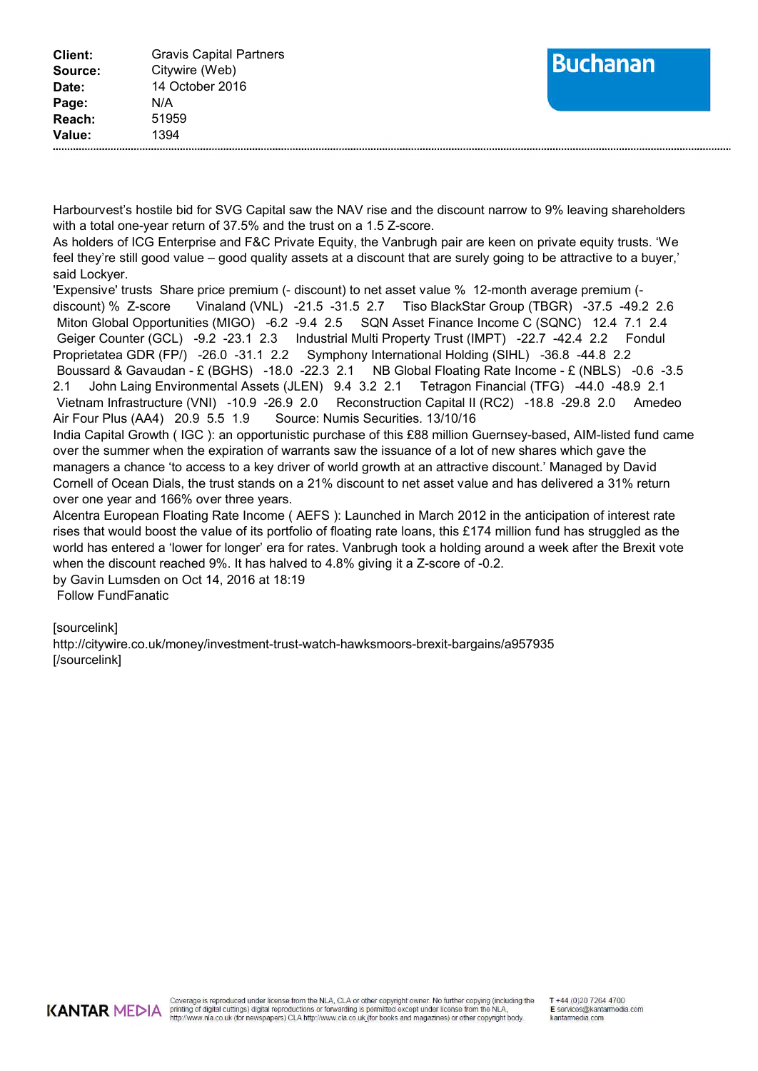Harbourvest's hostile bid for SVG Capital saw the NAV rise and the discount narrow to 9% leaving shareholders with a total one-year return of 37.5% and the trust on a 1.5 Z-score.

As holders of ICG Enterprise and F&C Private Equity, the Vanbrugh pair are keen on private equity trusts. 'We feel they're still good value – good quality assets at a discount that are surely going to be attractive to a buyer,' said Lockyer.

'Expensive' trusts

| Share price premium (- discount) to net asset value % | | 12-month average premium (- discount) % | Z-score |
|---|---|---|---|
| Vinaland (VNL) | -21.5 | -31.5 | 2.7 |
| Tiso BlackStar Group (TBGR) | -37.5 | -49.2 | 2.6 |
| Miton Global Opportunities (MIGO) | -6.2 | -9.4 | 2.5 |
| SQN Asset Finance Income C (SQNC) | 12.4 | 7.1 | 2.4 |
| Geiger Counter (GCL) | -9.2 | -23.1 | 2.3 |
| Industrial Multi Property Trust (IMPT) | -22.7 | -42.4 | 2.2 |
| Fondul Proprietatea GDR (FP/) | -26.0 | -31.1 | 2.2 |
| Symphony International Holding (SIHL) | -36.8 | -44.8 | 2.2 |
| Boussard & Gavaudan - £ (BGHS) | -18.0 | -22.3 | 2.1 |
| NB Global Floating Rate Income - £ (NBLS) | -0.6 | -3.5 | 2.1 |
| John Laing Environmental Assets (JLEN) | 9.4 | 3.2 | 2.1 |
| Tetragon Financial (TFG) | -44.0 | -48.9 | 2.1 |
| Vietnam Infrastructure (VNI) | -10.9 | -26.9 | 2.0 |
| Reconstruction Capital II (RC2) | -18.8 | -29.8 | 2.0 |
| Amedeo Air Four Plus (AA4) | 20.9 | 5.5 | 1.9 |

Source: Numis Securities. 13/10/16

India Capital Growth ( IGC ): an opportunistic purchase of this £88 million Guernsey-based, AIM-listed fund came over the summer when the expiration of warrants saw the issuance of a lot of new shares which gave the managers a chance 'to access to a key driver of world growth at an attractive discount.' Managed by David Cornell of Ocean Dials, the trust stands on a 21% discount to net asset value and has delivered a 31% return over one year and 166% over three years.

Alcentra European Floating Rate Income ( AEFS ): Launched in March 2012 in the anticipation of interest rate rises that would boost the value of its portfolio of floating rate loans, this £174 million fund has struggled as the world has entered a 'lower for longer' era for rates. Vanbrugh took a holding around a week after the Brexit vote when the discount reached 9%. It has halved to 4.8% giving it a Z-score of -0.2.

by Gavin Lumsden on Oct 14, 2016 at 18:19

Follow FundFanatic

[sourcelink]
http://citywire.co.uk/money/investment-trust-watch-hawksmoors-brexit-bargains/a957935
[/sourcelink]